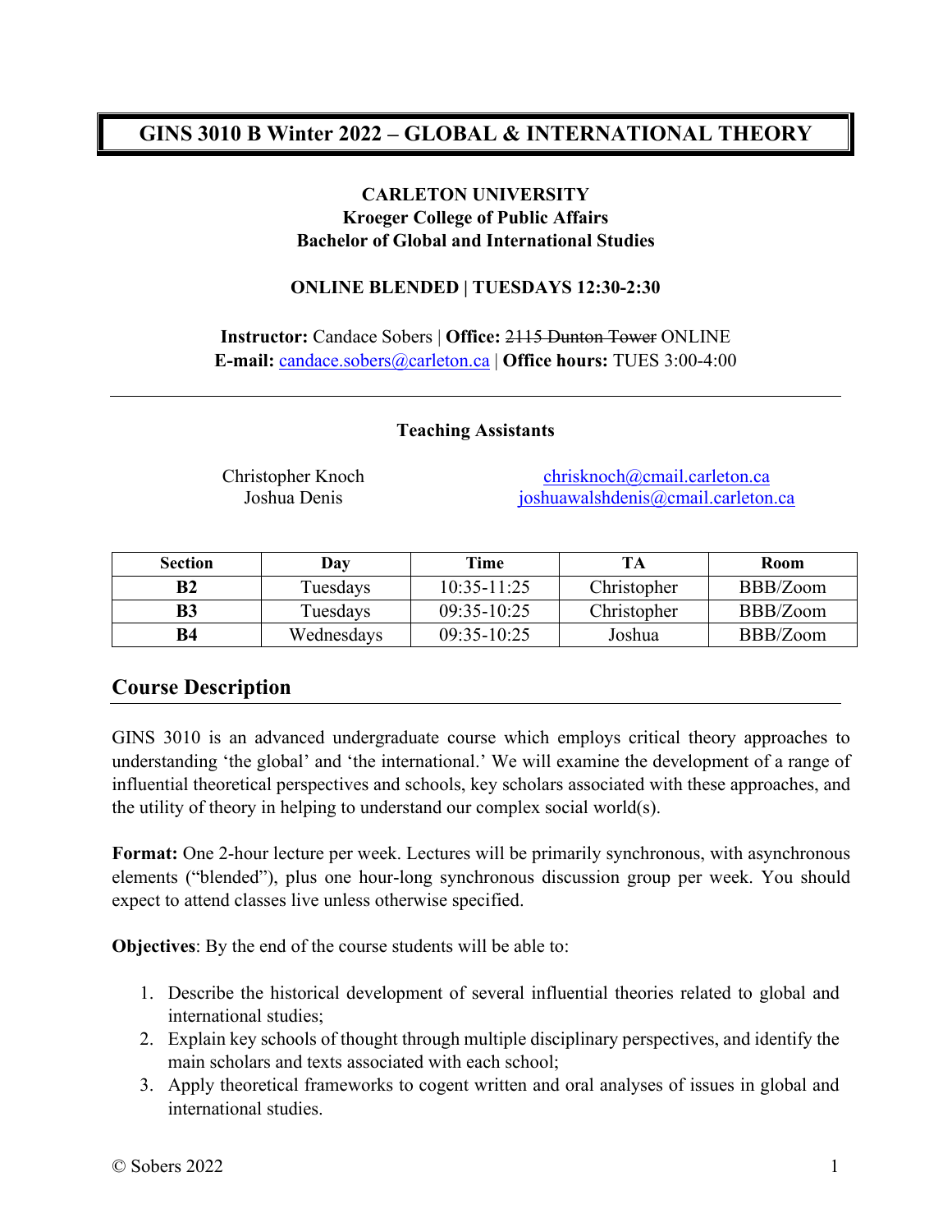# GINS 3010 B Winter 2022 – GLOBAL & INTERNATIONAL THEORY

**CARLETON UNIVERSITY**
**Kroeger College of Public Affairs**
**Bachelor of Global and International Studies**

**ONLINE BLENDED | TUESDAYS 12:30-2:30**

**Instructor:** Candace Sobers | **Office:** ~~2115 Dunton Tower~~ ONLINE
**E-mail:** candace.sobers@carleton.ca | **Office hours:** TUES 3:00-4:00

---

**Teaching Assistants**

Christopher Knoch — chrisknoch@cmail.carleton.ca
Joshua Denis — joshuawalshdenis@cmail.carleton.ca

| Section | Day | Time | TA | Room |
|---|---|---|---|---|
| **B2** | Tuesdays | 10:35-11:25 | Christopher | BBB/Zoom |
| **B3** | Tuesdays | 09:35-10:25 | Christopher | BBB/Zoom |
| **B4** | Wednesdays | 09:35-10:25 | Joshua | BBB/Zoom |

## Course Description

GINS 3010 is an advanced undergraduate course which employs critical theory approaches to understanding 'the global' and 'the international.' We will examine the development of a range of influential theoretical perspectives and schools, key scholars associated with these approaches, and the utility of theory in helping to understand our complex social world(s).

**Format:** One 2-hour lecture per week. Lectures will be primarily synchronous, with asynchronous elements ("blended"), plus one hour-long synchronous discussion group per week. You should expect to attend classes live unless otherwise specified.

**Objectives**: By the end of the course students will be able to:

1. Describe the historical development of several influential theories related to global and international studies;
2. Explain key schools of thought through multiple disciplinary perspectives, and identify the main scholars and texts associated with each school;
3. Apply theoretical frameworks to cogent written and oral analyses of issues in global and international studies.

© Sobers 2022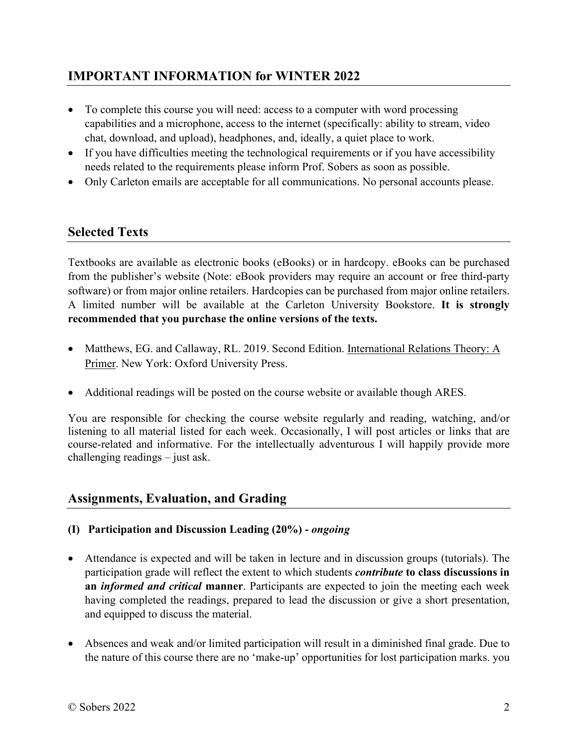## IMPORTANT INFORMATION for WINTER 2022

- To complete this course you will need: access to a computer with word processing capabilities and a microphone, access to the internet (specifically: ability to stream, video chat, download, and upload), headphones, and, ideally, a quiet place to work.
- If you have difficulties meeting the technological requirements or if you have accessibility needs related to the requirements please inform Prof. Sobers as soon as possible.
- Only Carleton emails are acceptable for all communications. No personal accounts please.

## Selected Texts

Textbooks are available as electronic books (eBooks) or in hardcopy. eBooks can be purchased from the publisher's website (Note: eBook providers may require an account or free third-party software) or from major online retailers. Hardcopies can be purchased from major online retailers. A limited number will be available at the Carleton University Bookstore. **It is strongly recommended that you purchase the online versions of the texts.**

- Matthews, EG. and Callaway, RL. 2019. Second Edition. International Relations Theory: A Primer. New York: Oxford University Press.

- Additional readings will be posted on the course website or available though ARES.

You are responsible for checking the course website regularly and reading, watching, and/or listening to all material listed for each week. Occasionally, I will post articles or links that are course-related and informative. For the intellectually adventurous I will happily provide more challenging readings – just ask.

## Assignments, Evaluation, and Grading

### (I) Participation and Discussion Leading (20%) - *ongoing*

- Attendance is expected and will be taken in lecture and in discussion groups (tutorials). The participation grade will reflect the extent to which students ***contribute*** **to class discussions in an** ***informed and critical*** **manner**. Participants are expected to join the meeting each week having completed the readings, prepared to lead the discussion or give a short presentation, and equipped to discuss the material.

- Absences and weak and/or limited participation will result in a diminished final grade. Due to the nature of this course there are no 'make-up' opportunities for lost participation marks. you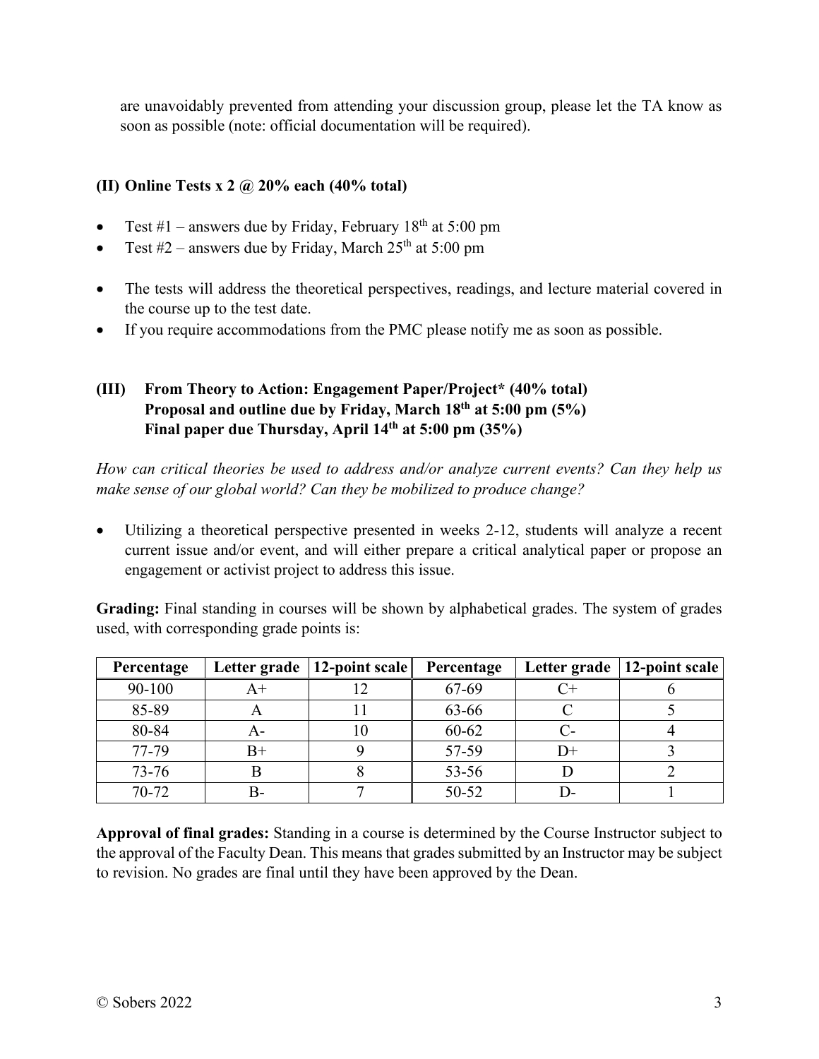are unavoidably prevented from attending your discussion group, please let the TA know as soon as possible (note: official documentation will be required).

### (II) Online Tests x 2 @ 20% each (40% total)

- Test #1 – answers due by Friday, February 18th at 5:00 pm
- Test #2 – answers due by Friday, March 25th at 5:00 pm

- The tests will address the theoretical perspectives, readings, and lecture material covered in the course up to the test date.
- If you require accommodations from the PMC please notify me as soon as possible.

### (III) From Theory to Action: Engagement Paper/Project* (40% total)
**Proposal and outline due by Friday, March 18th at 5:00 pm (5%)**
**Final paper due Thursday, April 14th at 5:00 pm (35%)**

*How can critical theories be used to address and/or analyze current events? Can they help us make sense of our global world? Can they be mobilized to produce change?*

- Utilizing a theoretical perspective presented in weeks 2-12, students will analyze a recent current issue and/or event, and will either prepare a critical analytical paper or propose an engagement or activist project to address this issue.

**Grading:** Final standing in courses will be shown by alphabetical grades. The system of grades used, with corresponding grade points is:

| Percentage | Letter grade | 12-point scale | Percentage | Letter grade | 12-point scale |
|---|---|---|---|---|---|
| 90-100 | A+ | 12 | 67-69 | C+ | 6 |
| 85-89 | A | 11 | 63-66 | C | 5 |
| 80-84 | A- | 10 | 60-62 | C- | 4 |
| 77-79 | B+ | 9 | 57-59 | D+ | 3 |
| 73-76 | B | 8 | 53-56 | D | 2 |
| 70-72 | B- | 7 | 50-52 | D- | 1 |

**Approval of final grades:** Standing in a course is determined by the Course Instructor subject to the approval of the Faculty Dean. This means that grades submitted by an Instructor may be subject to revision. No grades are final until they have been approved by the Dean.

© Sobers 2022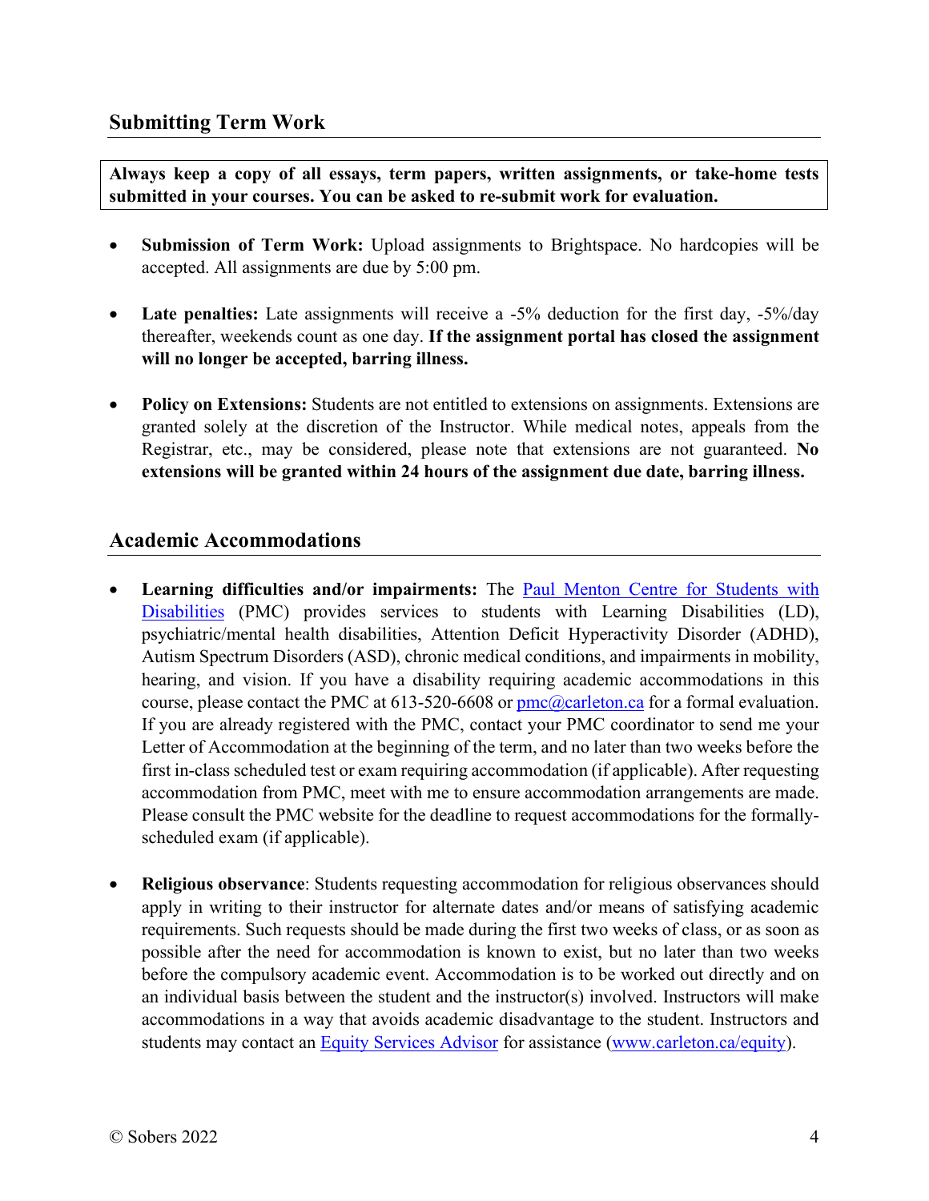## Submitting Term Work

**Always keep a copy of all essays, term papers, written assignments, or take-home tests submitted in your courses. You can be asked to re-submit work for evaluation.**

- **Submission of Term Work:** Upload assignments to Brightspace. No hardcopies will be accepted. All assignments are due by 5:00 pm.

- **Late penalties:** Late assignments will receive a -5% deduction for the first day, -5%/day thereafter, weekends count as one day. **If the assignment portal has closed the assignment will no longer be accepted, barring illness.**

- **Policy on Extensions:** Students are not entitled to extensions on assignments. Extensions are granted solely at the discretion of the Instructor. While medical notes, appeals from the Registrar, etc., may be considered, please note that extensions are not guaranteed. **No extensions will be granted within 24 hours of the assignment due date, barring illness.**

## Academic Accommodations

- **Learning difficulties and/or impairments:** The Paul Menton Centre for Students with Disabilities (PMC) provides services to students with Learning Disabilities (LD), psychiatric/mental health disabilities, Attention Deficit Hyperactivity Disorder (ADHD), Autism Spectrum Disorders (ASD), chronic medical conditions, and impairments in mobility, hearing, and vision. If you have a disability requiring academic accommodations in this course, please contact the PMC at 613-520-6608 or pmc@carleton.ca for a formal evaluation. If you are already registered with the PMC, contact your PMC coordinator to send me your Letter of Accommodation at the beginning of the term, and no later than two weeks before the first in-class scheduled test or exam requiring accommodation (if applicable). After requesting accommodation from PMC, meet with me to ensure accommodation arrangements are made. Please consult the PMC website for the deadline to request accommodations for the formally-scheduled exam (if applicable).

- **Religious observance**: Students requesting accommodation for religious observances should apply in writing to their instructor for alternate dates and/or means of satisfying academic requirements. Such requests should be made during the first two weeks of class, or as soon as possible after the need for accommodation is known to exist, but no later than two weeks before the compulsory academic event. Accommodation is to be worked out directly and on an individual basis between the student and the instructor(s) involved. Instructors will make accommodations in a way that avoids academic disadvantage to the student. Instructors and students may contact an Equity Services Advisor for assistance (www.carleton.ca/equity).

© Sobers 2022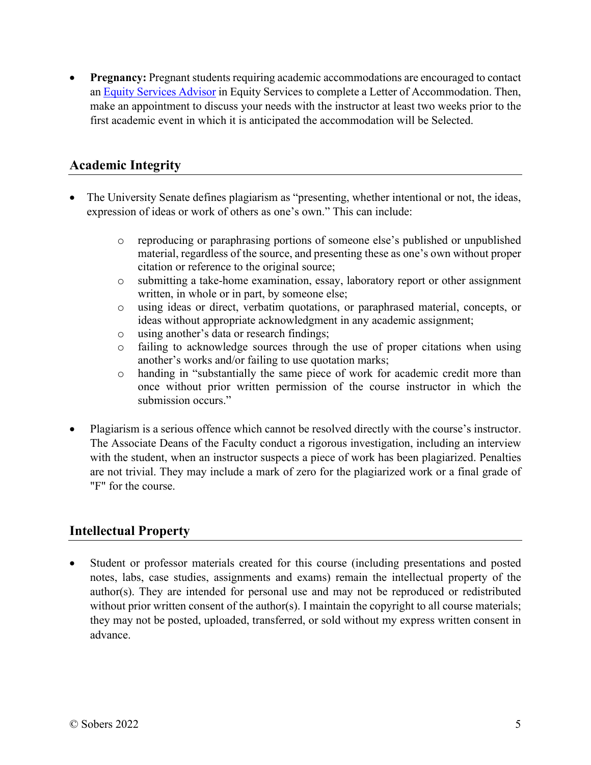- **Pregnancy:** Pregnant students requiring academic accommodations are encouraged to contact an [Equity Services Advisor] in Equity Services to complete a Letter of Accommodation. Then, make an appointment to discuss your needs with the instructor at least two weeks prior to the first academic event in which it is anticipated the accommodation will be Selected.

## Academic Integrity

- The University Senate defines plagiarism as "presenting, whether intentional or not, the ideas, expression of ideas or work of others as one's own." This can include:
  - reproducing or paraphrasing portions of someone else's published or unpublished material, regardless of the source, and presenting these as one's own without proper citation or reference to the original source;
  - submitting a take-home examination, essay, laboratory report or other assignment written, in whole or in part, by someone else;
  - using ideas or direct, verbatim quotations, or paraphrased material, concepts, or ideas without appropriate acknowledgment in any academic assignment;
  - using another's data or research findings;
  - failing to acknowledge sources through the use of proper citations when using another's works and/or failing to use quotation marks;
  - handing in "substantially the same piece of work for academic credit more than once without prior written permission of the course instructor in which the submission occurs."
- Plagiarism is a serious offence which cannot be resolved directly with the course's instructor. The Associate Deans of the Faculty conduct a rigorous investigation, including an interview with the student, when an instructor suspects a piece of work has been plagiarized. Penalties are not trivial. They may include a mark of zero for the plagiarized work or a final grade of "F" for the course.

## Intellectual Property

- Student or professor materials created for this course (including presentations and posted notes, labs, case studies, assignments and exams) remain the intellectual property of the author(s). They are intended for personal use and may not be reproduced or redistributed without prior written consent of the author(s). I maintain the copyright to all course materials; they may not be posted, uploaded, transferred, or sold without my express written consent in advance.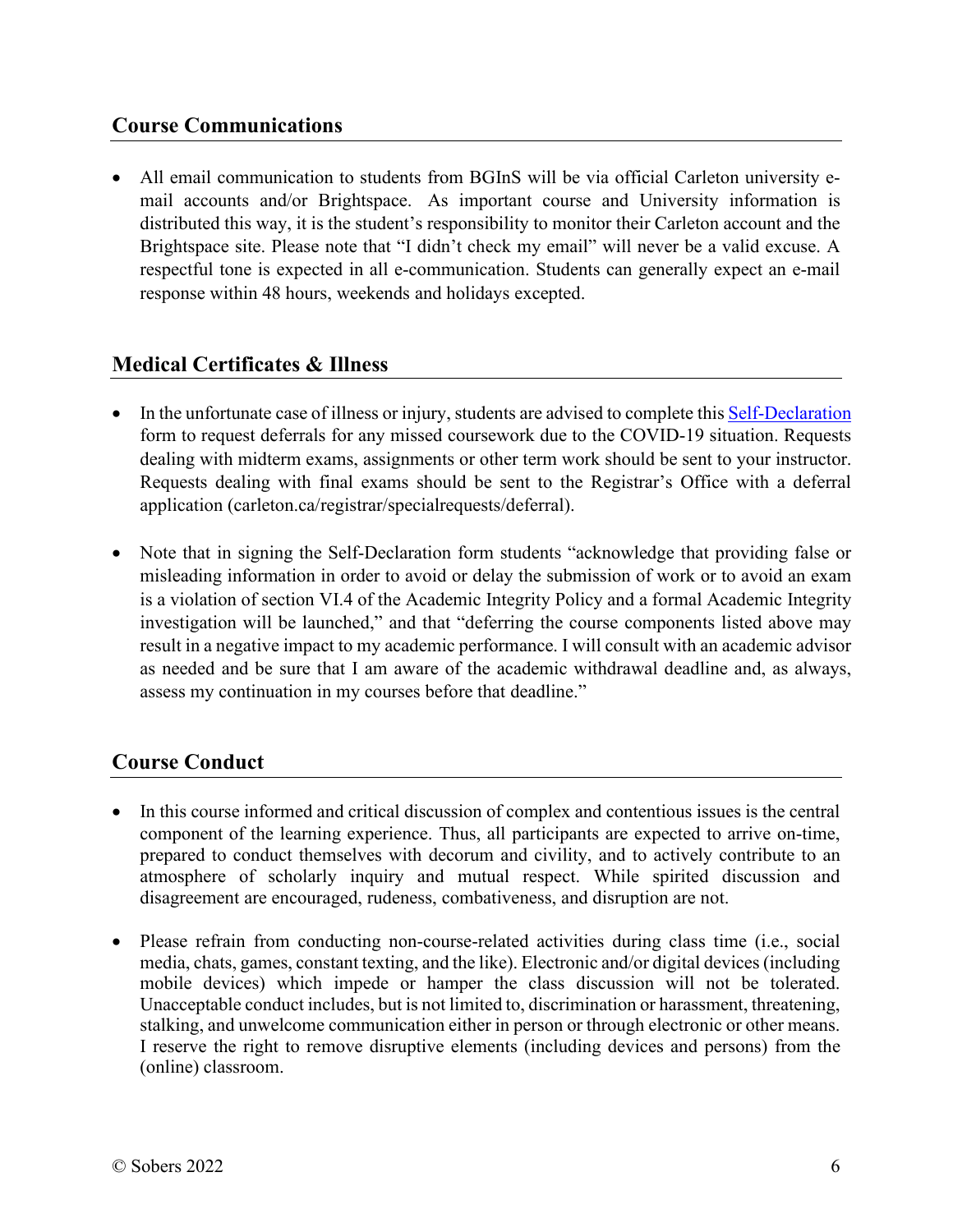## Course Communications

- All email communication to students from BGInS will be via official Carleton university e-mail accounts and/or Brightspace. As important course and University information is distributed this way, it is the student's responsibility to monitor their Carleton account and the Brightspace site. Please note that "I didn't check my email" will never be a valid excuse. A respectful tone is expected in all e-communication. Students can generally expect an e-mail response within 48 hours, weekends and holidays excepted.

## Medical Certificates & Illness

- In the unfortunate case of illness or injury, students are advised to complete this [Self-Declaration]() form to request deferrals for any missed coursework due to the COVID-19 situation. Requests dealing with midterm exams, assignments or other term work should be sent to your instructor. Requests dealing with final exams should be sent to the Registrar's Office with a deferral application (carleton.ca/registrar/specialrequests/deferral).

- Note that in signing the Self-Declaration form students "acknowledge that providing false or misleading information in order to avoid or delay the submission of work or to avoid an exam is a violation of section VI.4 of the Academic Integrity Policy and a formal Academic Integrity investigation will be launched," and that "deferring the course components listed above may result in a negative impact to my academic performance. I will consult with an academic advisor as needed and be sure that I am aware of the academic withdrawal deadline and, as always, assess my continuation in my courses before that deadline."

## Course Conduct

- In this course informed and critical discussion of complex and contentious issues is the central component of the learning experience. Thus, all participants are expected to arrive on-time, prepared to conduct themselves with decorum and civility, and to actively contribute to an atmosphere of scholarly inquiry and mutual respect. While spirited discussion and disagreement are encouraged, rudeness, combativeness, and disruption are not.

- Please refrain from conducting non-course-related activities during class time (i.e., social media, chats, games, constant texting, and the like). Electronic and/or digital devices (including mobile devices) which impede or hamper the class discussion will not be tolerated. Unacceptable conduct includes, but is not limited to, discrimination or harassment, threatening, stalking, and unwelcome communication either in person or through electronic or other means. I reserve the right to remove disruptive elements (including devices and persons) from the (online) classroom.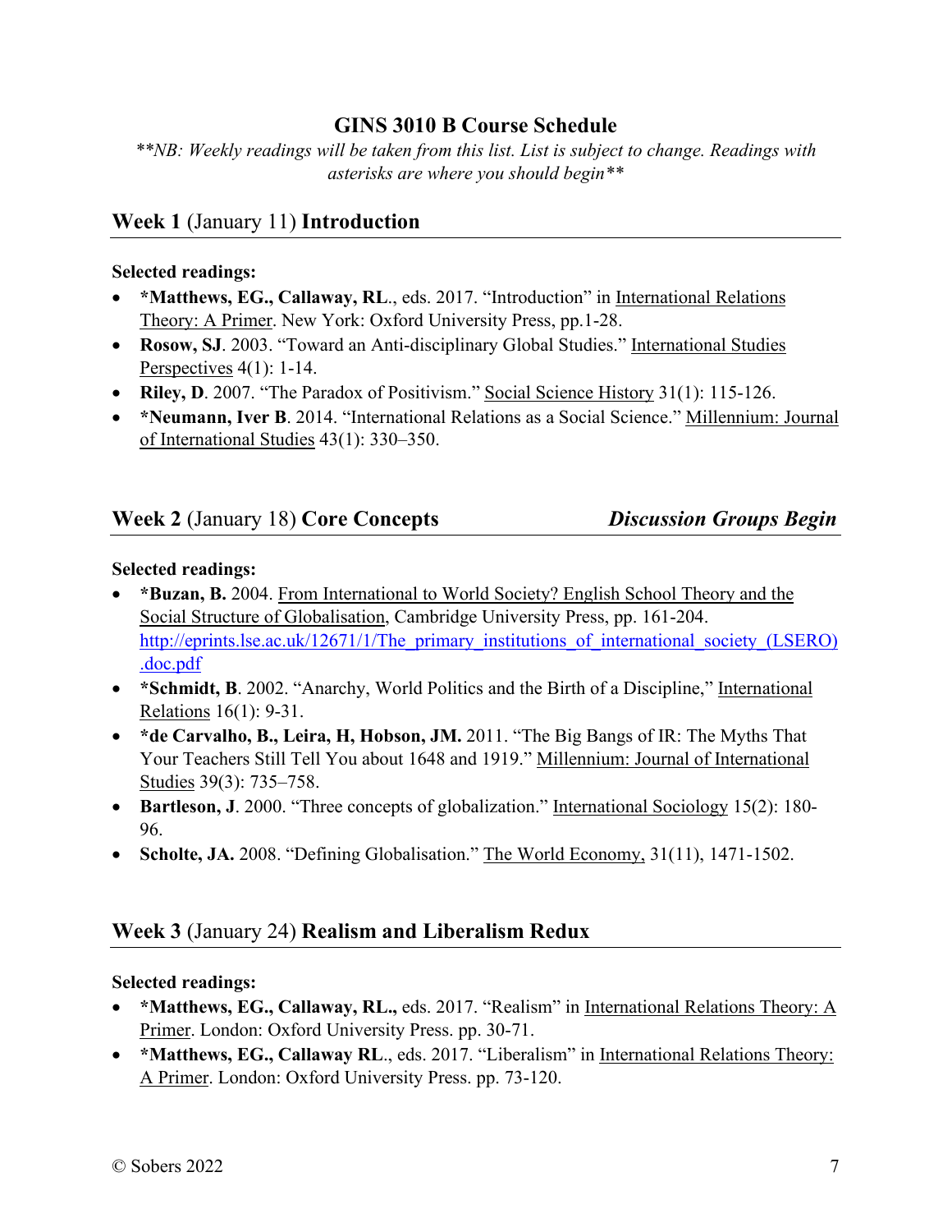# GINS 3010 B Course Schedule

*\*\*NB: Weekly readings will be taken from this list. List is subject to change. Readings with asterisks are where you should begin\*\**

## Week 1 (January 11) Introduction

**Selected readings:**

- **\*Matthews, EG., Callaway, RL**., eds. 2017. "Introduction" in International Relations Theory: A Primer. New York: Oxford University Press, pp.1-28.
- **Rosow, SJ**. 2003. "Toward an Anti-disciplinary Global Studies." International Studies Perspectives 4(1): 1-14.
- **Riley, D**. 2007. "The Paradox of Positivism." Social Science History 31(1): 115-126.
- **\*Neumann, Iver B**. 2014. "International Relations as a Social Science." Millennium: Journal of International Studies 43(1): 330–350.

## Week 2 (January 18) Core Concepts — *Discussion Groups Begin*

**Selected readings:**

- **\*Buzan, B.** 2004. From International to World Society? English School Theory and the Social Structure of Globalisation, Cambridge University Press, pp. 161-204. http://eprints.lse.ac.uk/12671/1/The_primary_institutions_of_international_society_(LSERO).doc.pdf
- **\*Schmidt, B**. 2002. "Anarchy, World Politics and the Birth of a Discipline," International Relations 16(1): 9-31.
- **\*de Carvalho, B., Leira, H, Hobson, JM.** 2011. "The Big Bangs of IR: The Myths That Your Teachers Still Tell You about 1648 and 1919." Millennium: Journal of International Studies 39(3): 735–758.
- **Bartleson, J**. 2000. "Three concepts of globalization." International Sociology 15(2): 180-96.
- **Scholte, JA.** 2008. "Defining Globalisation." The World Economy, 31(11), 1471-1502.

## Week 3 (January 24) Realism and Liberalism Redux

**Selected readings:**

- **\*Matthews, EG., Callaway, RL.,** eds. 2017. "Realism" in International Relations Theory: A Primer. London: Oxford University Press. pp. 30-71.
- **\*Matthews, EG., Callaway RL**., eds. 2017. "Liberalism" in International Relations Theory: A Primer. London: Oxford University Press. pp. 73-120.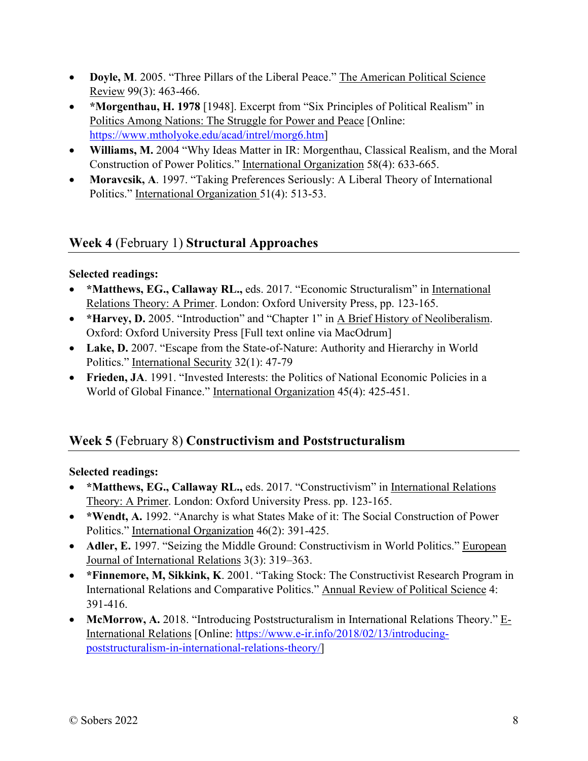- **Doyle, M**. 2005. "Three Pillars of the Liberal Peace." The American Political Science Review 99(3): 463-466.
- ***Morgenthau, H. 1978** [1948]. Excerpt from "Six Principles of Political Realism" in Politics Among Nations: The Struggle for Power and Peace [Online: https://www.mtholyoke.edu/acad/intrel/morg6.htm]
- **Williams, M.** 2004 "Why Ideas Matter in IR: Morgenthau, Classical Realism, and the Moral Construction of Power Politics." International Organization 58(4): 633-665.
- **Moravcsik, A**. 1997. "Taking Preferences Seriously: A Liberal Theory of International Politics." International Organization 51(4): 513-53.

## **Week 4** (February 1) **Structural Approaches**

**Selected readings:**

- ***Matthews, EG., Callaway RL.,** eds. 2017. "Economic Structuralism" in International Relations Theory: A Primer. London: Oxford University Press, pp. 123-165.
- ***Harvey, D.** 2005. "Introduction" and "Chapter 1" in A Brief History of Neoliberalism. Oxford: Oxford University Press [Full text online via MacOdrum]
- **Lake, D.** 2007. "Escape from the State-of-Nature: Authority and Hierarchy in World Politics." International Security 32(1): 47-79
- **Frieden, JA**. 1991. "Invested Interests: the Politics of National Economic Policies in a World of Global Finance." International Organization 45(4): 425-451.

## **Week 5** (February 8) **Constructivism and Poststructuralism**

**Selected readings:**

- ***Matthews, EG., Callaway RL.,** eds. 2017. "Constructivism" in International Relations Theory: A Primer. London: Oxford University Press. pp. 123-165.
- ***Wendt, A.** 1992. "Anarchy is what States Make of it: The Social Construction of Power Politics." International Organization 46(2): 391-425.
- **Adler, E.** 1997. "Seizing the Middle Ground: Constructivism in World Politics." European Journal of International Relations 3(3): 319–363.
- ***Finnemore, M, Sikkink, K**. 2001. "Taking Stock: The Constructivist Research Program in International Relations and Comparative Politics." Annual Review of Political Science 4: 391-416.
- **McMorrow, A.** 2018. "Introducing Poststructuralism in International Relations Theory." E-International Relations [Online: https://www.e-ir.info/2018/02/13/introducing-poststructuralism-in-international-relations-theory/]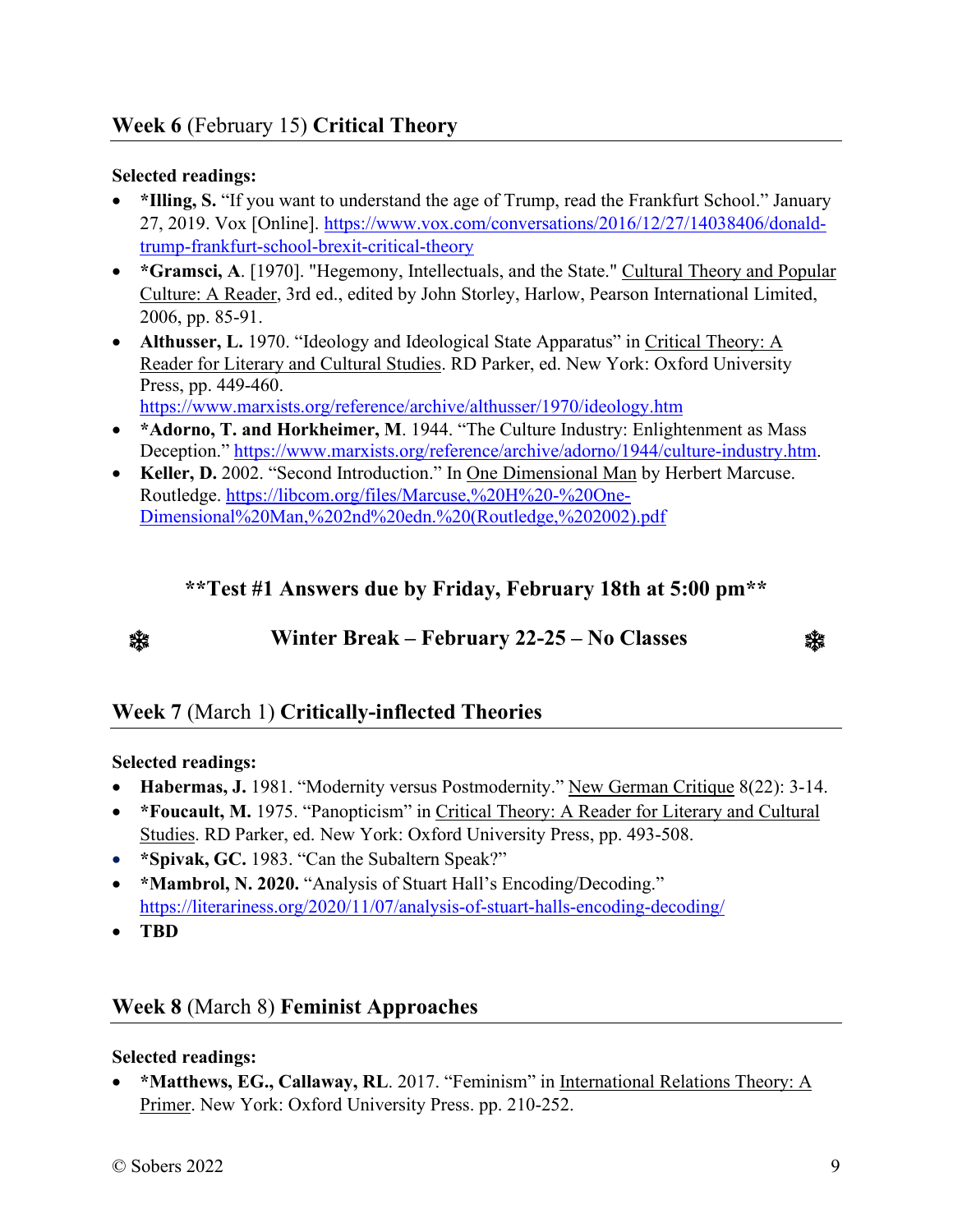## **Week 6** (February 15) **Critical Theory**

**Selected readings:**

- ***Illing, S.** "If you want to understand the age of Trump, read the Frankfurt School." January 27, 2019. Vox [Online]. https://www.vox.com/conversations/2016/12/27/14038406/donald-trump-frankfurt-school-brexit-critical-theory
- ***Gramsci, A**. [1970]. "Hegemony, Intellectuals, and the State." Cultural Theory and Popular Culture: A Reader, 3rd ed., edited by John Storley, Harlow, Pearson International Limited, 2006, pp. 85-91.
- **Althusser, L.** 1970. "Ideology and Ideological State Apparatus" in Critical Theory: A Reader for Literary and Cultural Studies. RD Parker, ed. New York: Oxford University Press, pp. 449-460. https://www.marxists.org/reference/archive/althusser/1970/ideology.htm
- ***Adorno, T. and Horkheimer, M**. 1944. "The Culture Industry: Enlightenment as Mass Deception." https://www.marxists.org/reference/archive/adorno/1944/culture-industry.htm.
- **Keller, D.** 2002. "Second Introduction." In One Dimensional Man by Herbert Marcuse. Routledge. https://libcom.org/files/Marcuse,%20H%20-%20One-Dimensional%20Man,%202nd%20edn.%20(Routledge,%202002).pdf

**\*\*Test #1 Answers due by Friday, February 18th at 5:00 pm\*\***

❄ **Winter Break – February 22-25 – No Classes** ❄

## **Week 7** (March 1) **Critically-inflected Theories**

**Selected readings:**

- **Habermas, J.** 1981. "Modernity versus Postmodernity." New German Critique 8(22): 3-14.
- ***Foucault, M.** 1975. "Panopticism" in Critical Theory: A Reader for Literary and Cultural Studies. RD Parker, ed. New York: Oxford University Press, pp. 493-508.
- ***Spivak, GC.** 1983. "Can the Subaltern Speak?"
- ***Mambrol, N. 2020.** "Analysis of Stuart Hall's Encoding/Decoding." https://literariness.org/2020/11/07/analysis-of-stuart-halls-encoding-decoding/
- **TBD**

## **Week 8** (March 8) **Feminist Approaches**

**Selected readings:**

- ***Matthews, EG., Callaway, RL**. 2017. "Feminism" in International Relations Theory: A Primer. New York: Oxford University Press. pp. 210-252.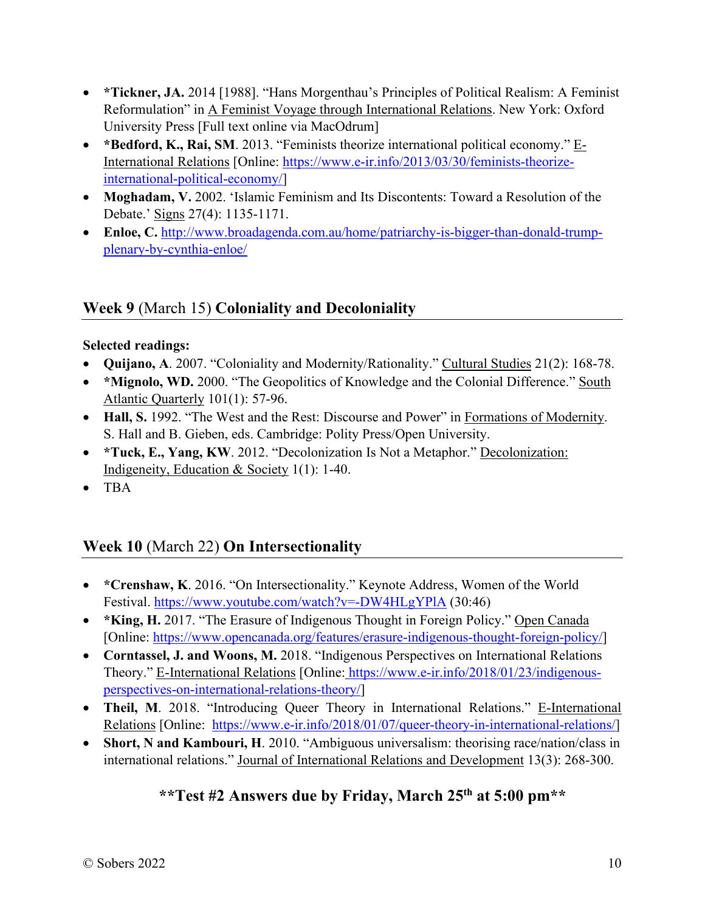- ***Tickner, JA.** 2014 [1988]. "Hans Morgenthau's Principles of Political Realism: A Feminist Reformulation" in A Feminist Voyage through International Relations. New York: Oxford University Press [Full text online via MacOdrum]
- ***Bedford, K., Rai, SM**. 2013. "Feminists theorize international political economy." E-International Relations [Online: https://www.e-ir.info/2013/03/30/feminists-theorize-international-political-economy/]
- **Moghadam, V.** 2002. 'Islamic Feminism and Its Discontents: Toward a Resolution of the Debate.' Signs 27(4): 1135-1171.
- **Enloe, C.** http://www.broadagenda.com.au/home/patriarchy-is-bigger-than-donald-trump-plenary-by-cynthia-enloe/

## Week 9 (March 15) Coloniality and Decoloniality

**Selected readings:**

- **Quijano, A**. 2007. "Coloniality and Modernity/Rationality." Cultural Studies 21(2): 168-78.
- ***Mignolo, WD.** 2000. "The Geopolitics of Knowledge and the Colonial Difference." South Atlantic Quarterly 101(1): 57-96.
- **Hall, S.** 1992. "The West and the Rest: Discourse and Power" in Formations of Modernity. S. Hall and B. Gieben, eds. Cambridge: Polity Press/Open University.
- ***Tuck, E., Yang, KW**. 2012. "Decolonization Is Not a Metaphor." Decolonization: Indigeneity, Education & Society 1(1): 1-40.
- TBA

## Week 10 (March 22) On Intersectionality

- ***Crenshaw, K**. 2016. "On Intersectionality." Keynote Address, Women of the World Festival. https://www.youtube.com/watch?v=-DW4HLgYPlA (30:46)
- ***King, H.** 2017. "The Erasure of Indigenous Thought in Foreign Policy." Open Canada [Online: https://www.opencanada.org/features/erasure-indigenous-thought-foreign-policy/]
- **Corntassel, J. and Woons, M.** 2018. "Indigenous Perspectives on International Relations Theory." E-International Relations [Online: https://www.e-ir.info/2018/01/23/indigenous-perspectives-on-international-relations-theory/]
- **Theil, M**. 2018. "Introducing Queer Theory in International Relations." E-International Relations [Online: https://www.e-ir.info/2018/01/07/queer-theory-in-international-relations/]
- **Short, N and Kambouri, H**. 2010. "Ambiguous universalism: theorising race/nation/class in international relations." Journal of International Relations and Development 13(3): 268-300.

**\*\*Test #2 Answers due by Friday, March 25th at 5:00 pm\*\***

© Sobers 2022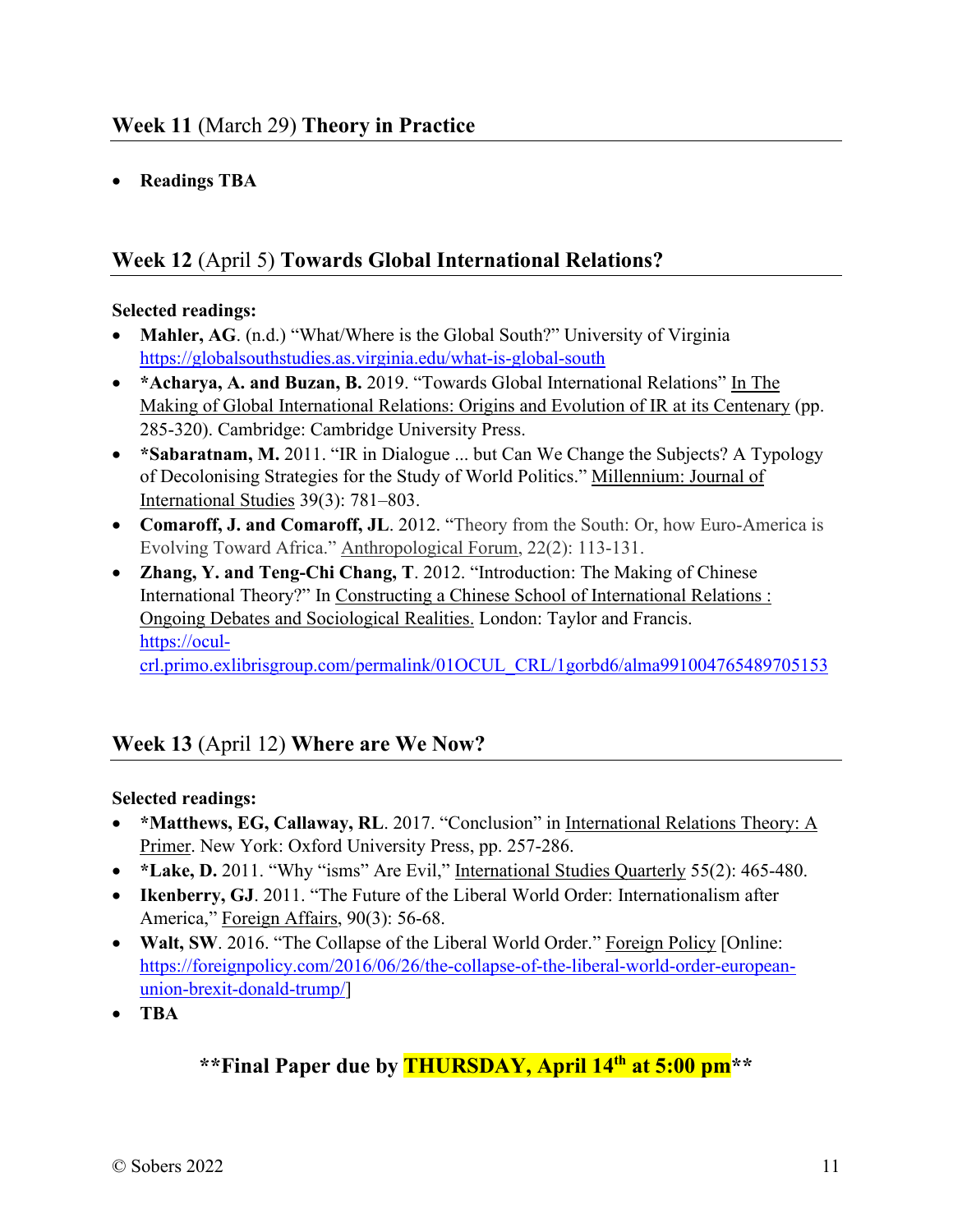## **Week 11** (March 29) **Theory in Practice**

- **Readings TBA**

## **Week 12** (April 5) **Towards Global International Relations?**

**Selected readings:**

- **Mahler, AG**. (n.d.) "What/Where is the Global South?" University of Virginia https://globalsouthstudies.as.virginia.edu/what-is-global-south
- ***Acharya, A. and Buzan, B.** 2019. "Towards Global International Relations" In The Making of Global International Relations: Origins and Evolution of IR at its Centenary (pp. 285-320). Cambridge: Cambridge University Press.
- ***Sabaratnam, M.** 2011. "IR in Dialogue ... but Can We Change the Subjects? A Typology of Decolonising Strategies for the Study of World Politics." Millennium: Journal of International Studies 39(3): 781–803.
- **Comaroff, J. and Comaroff, JL**. 2012. "Theory from the South: Or, how Euro-America is Evolving Toward Africa." Anthropological Forum, 22(2): 113-131.
- **Zhang, Y. and Teng-Chi Chang, T**. 2012. "Introduction: The Making of Chinese International Theory?" In Constructing a Chinese School of International Relations : Ongoing Debates and Sociological Realities. London: Taylor and Francis. https://ocul-crl.primo.exlibrisgroup.com/permalink/01OCUL_CRL/1gorbd6/alma991004765489705153

## **Week 13** (April 12) **Where are We Now?**

**Selected readings:**

- ***Matthews, EG, Callaway, RL**. 2017. "Conclusion" in International Relations Theory: A Primer. New York: Oxford University Press, pp. 257-286.
- ***Lake, D.** 2011. "Why "isms" Are Evil," International Studies Quarterly 55(2): 465-480.
- **Ikenberry, GJ**. 2011. "The Future of the Liberal World Order: Internationalism after America," Foreign Affairs, 90(3): 56-68.
- **Walt, SW**. 2016. "The Collapse of the Liberal World Order." Foreign Policy [Online: https://foreignpolicy.com/2016/06/26/the-collapse-of-the-liberal-world-order-european-union-brexit-donald-trump/]
- **TBA**

**\*\*Final Paper due by THURSDAY, April 14th at 5:00 pm\*\***